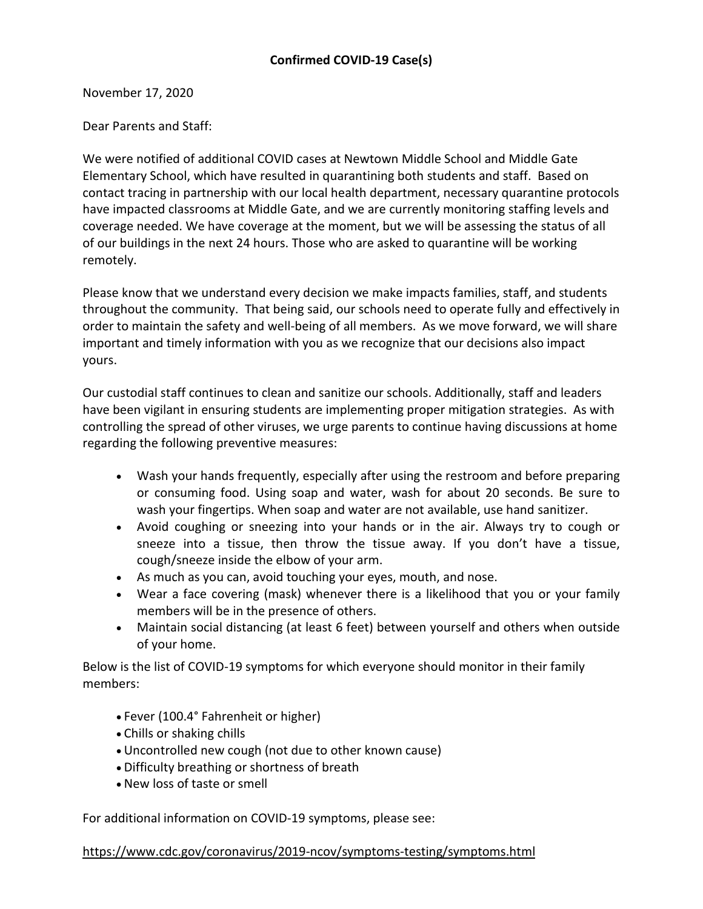**Confirmed COVID-19 Case(s)**

November 17, 2020

Dear Parents and Staff:

We were notified of additional COVID cases at Newtown Middle School and Middle Gate Elementary School, which have resulted in quarantining both students and staff. Based on contact tracing in partnership with our local health department, necessary quarantine protocols have impacted classrooms at Middle Gate, and we are currently monitoring staffing levels and coverage needed. We have coverage at the moment, but we will be assessing the status of all of our buildings in the next 24 hours. Those who are asked to quarantine will be working remotely.

Please know that we understand every decision we make impacts families, staff, and students throughout the community. That being said, our schools need to operate fully and effectively in order to maintain the safety and well-being of all members. As we move forward, we will share important and timely information with you as we recognize that our decisions also impact yours.

Our custodial staff continues to clean and sanitize our schools. Additionally, staff and leaders have been vigilant in ensuring students are implementing proper mitigation strategies. As with controlling the spread of other viruses, we urge parents to continue having discussions at home regarding the following preventive measures:

- Wash your hands frequently, especially after using the restroom and before preparing or consuming food. Using soap and water, wash for about 20 seconds. Be sure to wash your fingertips. When soap and water are not available, use hand sanitizer.
- Avoid coughing or sneezing into your hands or in the air. Always try to cough or sneeze into a tissue, then throw the tissue away. If you don't have a tissue, cough/sneeze inside the elbow of your arm.
- As much as you can, avoid touching your eyes, mouth, and nose.
- Wear a face covering (mask) whenever there is a likelihood that you or your family members will be in the presence of others.
- Maintain social distancing (at least 6 feet) between yourself and others when outside of your home.

Below is the list of COVID-19 symptoms for which everyone should monitor in their family members:

- Fever (100.4° Fahrenheit or higher)
- Chills or shaking chills
- Uncontrolled new cough (not due to other known cause)
- Difficulty breathing or shortness of breath
- New loss of taste or smell

For additional information on COVID-19 symptoms, please see:

https://www.cdc.gov/coronavirus/2019-ncov/symptoms-testing/symptoms.html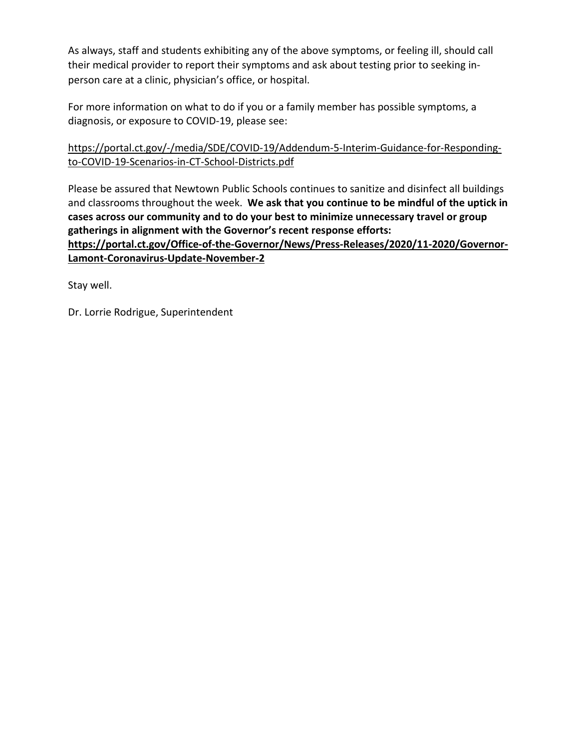As always, staff and students exhibiting any of the above symptoms, or feeling ill, should call their medical provider to report their symptoms and ask about testing prior to seeking in-person care at a clinic, physician's office, or hospital.

For more information on what to do if you or a family member has possible symptoms, a diagnosis, or exposure to COVID-19, please see:

https://portal.ct.gov/-/media/SDE/COVID-19/Addendum-5-Interim-Guidance-for-Responding-to-COVID-19-Scenarios-in-CT-School-Districts.pdf

Please be assured that Newtown Public Schools continues to sanitize and disinfect all buildings and classrooms throughout the week. **We ask that you continue to be mindful of the uptick in cases across our community and to do your best to minimize unnecessary travel or group gatherings in alignment with the Governor's recent response efforts: https://portal.ct.gov/Office-of-the-Governor/News/Press-Releases/2020/11-2020/Governor-Lamont-Coronavirus-Update-November-2**

Stay well.

Dr. Lorrie Rodrigue, Superintendent